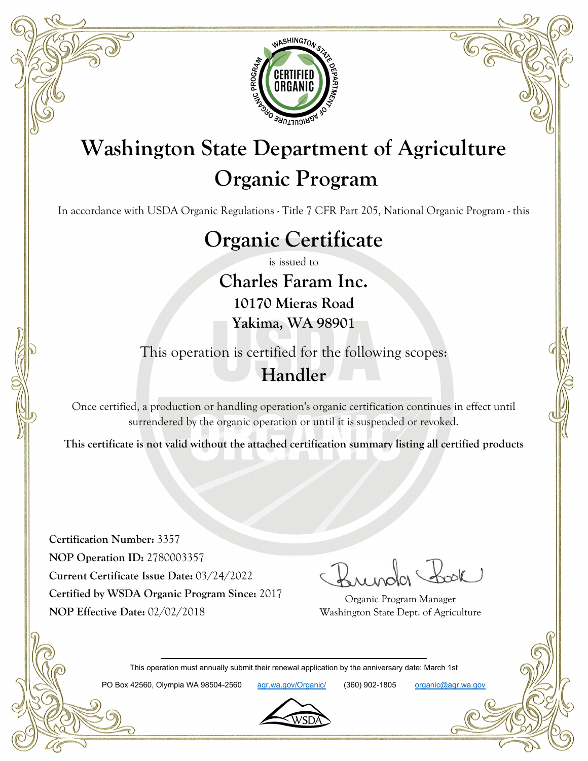# Washington State Department of Agriculture
# Organic Program

In accordance with USDA Organic Regulations - Title 7 CFR Part 205, National Organic Program - this

## Organic Certificate

is issued to

## Charles Faram Inc.

### 10170 Mieras Road

### Yakima, WA 98901

This operation is certified for the following scopes:

## Handler

Once certified, a production or handling operation's organic certification continues in effect until surrendered by the organic operation or until it is suspended or revoked.

**This certificate is not valid without the attached certification summary listing all certified products**

**Certification Number:** 3357
**NOP Operation ID:** 2780003357
**Current Certificate Issue Date:** 03/24/2022
**Certified by WSDA Organic Program Since:** 2017
**NOP Effective Date:** 02/02/2018

Organic Program Manager
Washington State Dept. of Agriculture

This operation must annually submit their renewal application by the anniversary date: March 1st

PO Box 42560, Olympia WA 98504-2560 agr.wa.gov/Organic/ (360) 902-1805 organic@agr.wa.gov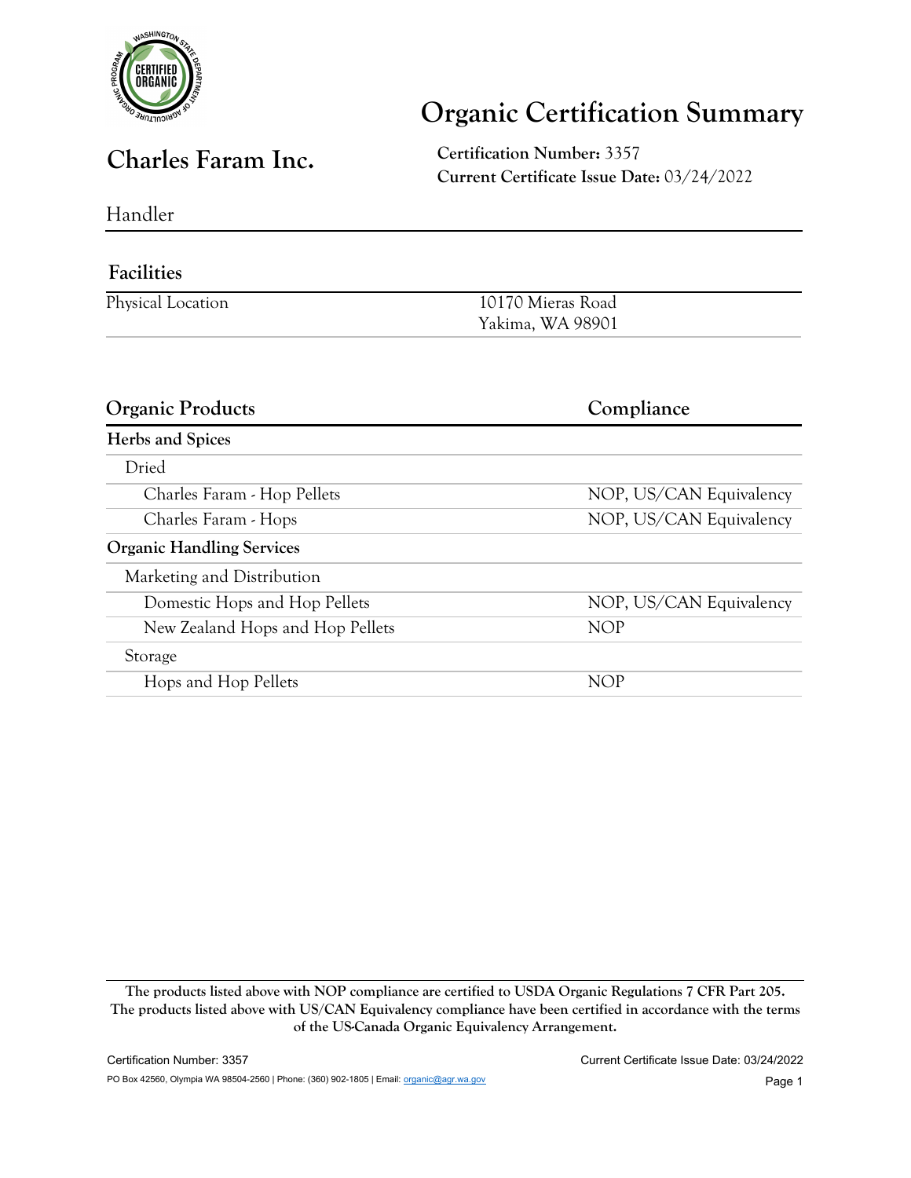# Organic Certification Summary

## Charles Faram Inc.

**Certification Number:** 3357
**Current Certificate Issue Date:** 03/24/2022

Handler

### Facilities

| | |
|---|---|
| Physical Location | 10170 Mieras Road<br>Yakima, WA 98901 |

| Organic Products | Compliance |
|---|---|
| **Herbs and Spices** | |
| Dried | |
| Charles Faram - Hop Pellets | NOP, US/CAN Equivalency |
| Charles Faram - Hops | NOP, US/CAN Equivalency |
| **Organic Handling Services** | |
| Marketing and Distribution | |
| Domestic Hops and Hop Pellets | NOP, US/CAN Equivalency |
| New Zealand Hops and Hop Pellets | NOP |
| Storage | |
| Hops and Hop Pellets | NOP |

**The products listed above with NOP compliance are certified to USDA Organic Regulations 7 CFR Part 205. The products listed above with US/CAN Equivalency compliance have been certified in accordance with the terms of the US-Canada Organic Equivalency Arrangement.**

PO Box 42560, Olympia WA 98504-2560 | Phone: (360) 902-1805 | Email: organic@agr.wa.gov